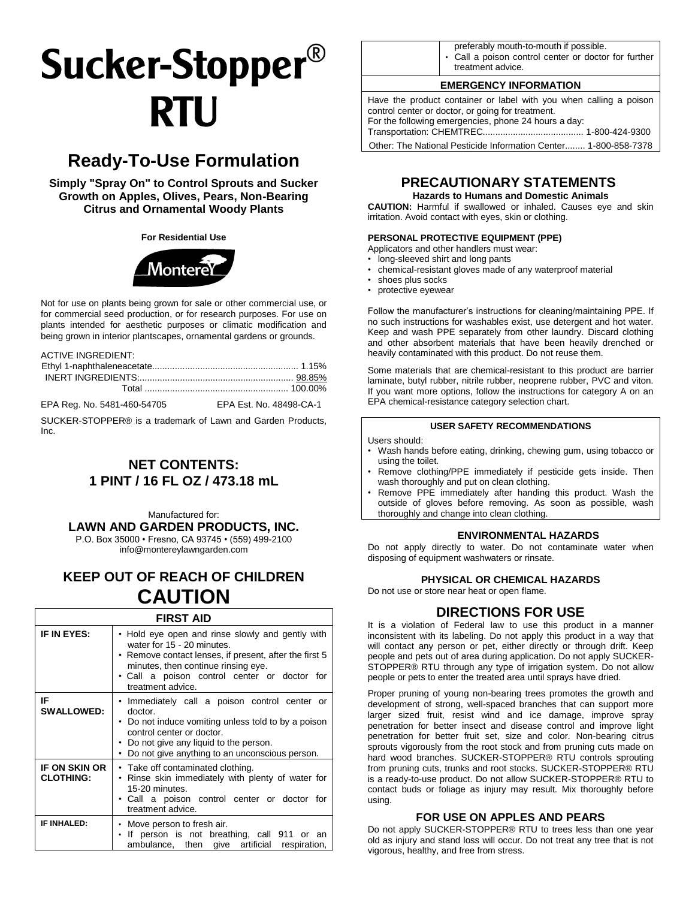# Sucker-Stopper® RTU

## Ready-To-Use Formulation

**Simply "Spray On" to Control Sprouts and Sucker Growth on Apples, Olives, Pears, Non-Bearing Citrus and Ornamental Woody Plants**

**For Residential Use**

Monterey

Not for use on plants being grown for sale or other commercial use, or for commercial seed production, or for research purposes. For use on plants intended for aesthetic purposes or climatic modification and being grown in interior plantscapes, ornamental gardens or grounds.

ACTIVE INGREDIENT:

| | |
|---|---|
| Ethyl 1-naphthaleneacetate | 1.15% |
| INERT INGREDIENTS: | 98.85% |
| Total | 100.00% |

EPA Reg. No. 5481-460-54705 EPA Est. No. 48498-CA-1

SUCKER-STOPPER® is a trademark of Lawn and Garden Products, Inc.

### NET CONTENTS: 1 PINT / 16 FL OZ / 473.18 mL

Manufactured for:
**LAWN AND GARDEN PRODUCTS, INC.**
P.O. Box 35000 • Fresno, CA 93745 • (559) 499-2100
info@montereylawngarden.com

## KEEP OUT OF REACH OF CHILDREN
## CAUTION

| FIRST AID | |
|---|---|
| **IF IN EYES:** | • Hold eye open and rinse slowly and gently with water for 15 - 20 minutes. • Remove contact lenses, if present, after the first 5 minutes, then continue rinsing eye. • Call a poison control center or doctor for treatment advice. |
| **IF SWALLOWED:** | • Immediately call a poison control center or doctor. • Do not induce vomiting unless told to by a poison control center or doctor. • Do not give any liquid to the person. • Do not give anything to an unconscious person. |
| **IF ON SKIN OR CLOTHING:** | • Take off contaminated clothing. • Rinse skin immediately with plenty of water for 15-20 minutes. • Call a poison control center or doctor for treatment advice. |
| **IF INHALED:** | • Move person to fresh air. • If person is not breathing, call 911 or an ambulance, then give artificial respiration, preferably mouth-to-mouth if possible. • Call a poison control center or doctor for further treatment advice. |

**EMERGENCY INFORMATION**

Have the product container or label with you when calling a poison control center or doctor, or going for treatment.
For the following emergencies, phone 24 hours a day:
Transportation: CHEMTREC........................................ 1-800-424-9300
Other: The National Pesticide Information Center........ 1-800-858-7378

## PRECAUTIONARY STATEMENTS

**Hazards to Humans and Domestic Animals**

**CAUTION:** Harmful if swallowed or inhaled. Causes eye and skin irritation. Avoid contact with eyes, skin or clothing.

**PERSONAL PROTECTIVE EQUIPMENT (PPE)**

Applicators and other handlers must wear:
- long-sleeved shirt and long pants
- chemical-resistant gloves made of any waterproof material
- shoes plus socks
- protective eyewear

Follow the manufacturer's instructions for cleaning/maintaining PPE. If no such instructions for washables exist, use detergent and hot water. Keep and wash PPE separately from other laundry. Discard clothing and other absorbent materials that have been heavily drenched or heavily contaminated with this product. Do not reuse them.

Some materials that are chemical-resistant to this product are barrier laminate, butyl rubber, nitrile rubber, neoprene rubber, PVC and viton. If you want more options, follow the instructions for category A on an EPA chemical-resistance category selection chart.

**USER SAFETY RECOMMENDATIONS**

Users should:
- Wash hands before eating, drinking, chewing gum, using tobacco or using the toilet.
- Remove clothing/PPE immediately if pesticide gets inside. Then wash thoroughly and put on clean clothing.
- Remove PPE immediately after handing this product. Wash the outside of gloves before removing. As soon as possible, wash thoroughly and change into clean clothing.

**ENVIRONMENTAL HAZARDS**

Do not apply directly to water. Do not contaminate water when disposing of equipment washwaters or rinsate.

**PHYSICAL OR CHEMICAL HAZARDS**

Do not use or store near heat or open flame.

## DIRECTIONS FOR USE

It is a violation of Federal law to use this product in a manner inconsistent with its labeling. Do not apply this product in a way that will contact any person or pet, either directly or through drift. Keep people and pets out of area during application. Do not apply SUCKER-STOPPER® RTU through any type of irrigation system. Do not allow people or pets to enter the treated area until sprays have dried.

Proper pruning of young non-bearing trees promotes the growth and development of strong, well-spaced branches that can support more larger sized fruit, resist wind and ice damage, improve spray penetration for better insect and disease control and improve light penetration for better fruit set, size and color. Non-bearing citrus sprouts vigorously from the root stock and from pruning cuts made on hard wood branches. SUCKER-STOPPER® RTU controls sprouting from pruning cuts, trunks and root stocks. SUCKER-STOPPER® RTU is a ready-to-use product. Do not allow SUCKER-STOPPER® RTU to contact buds or foliage as injury may result. Mix thoroughly before using.

### FOR USE ON APPLES AND PEARS

Do not apply SUCKER-STOPPER® RTU to trees less than one year old as injury and stand loss will occur. Do not treat any tree that is not vigorous, healthy, and free from stress.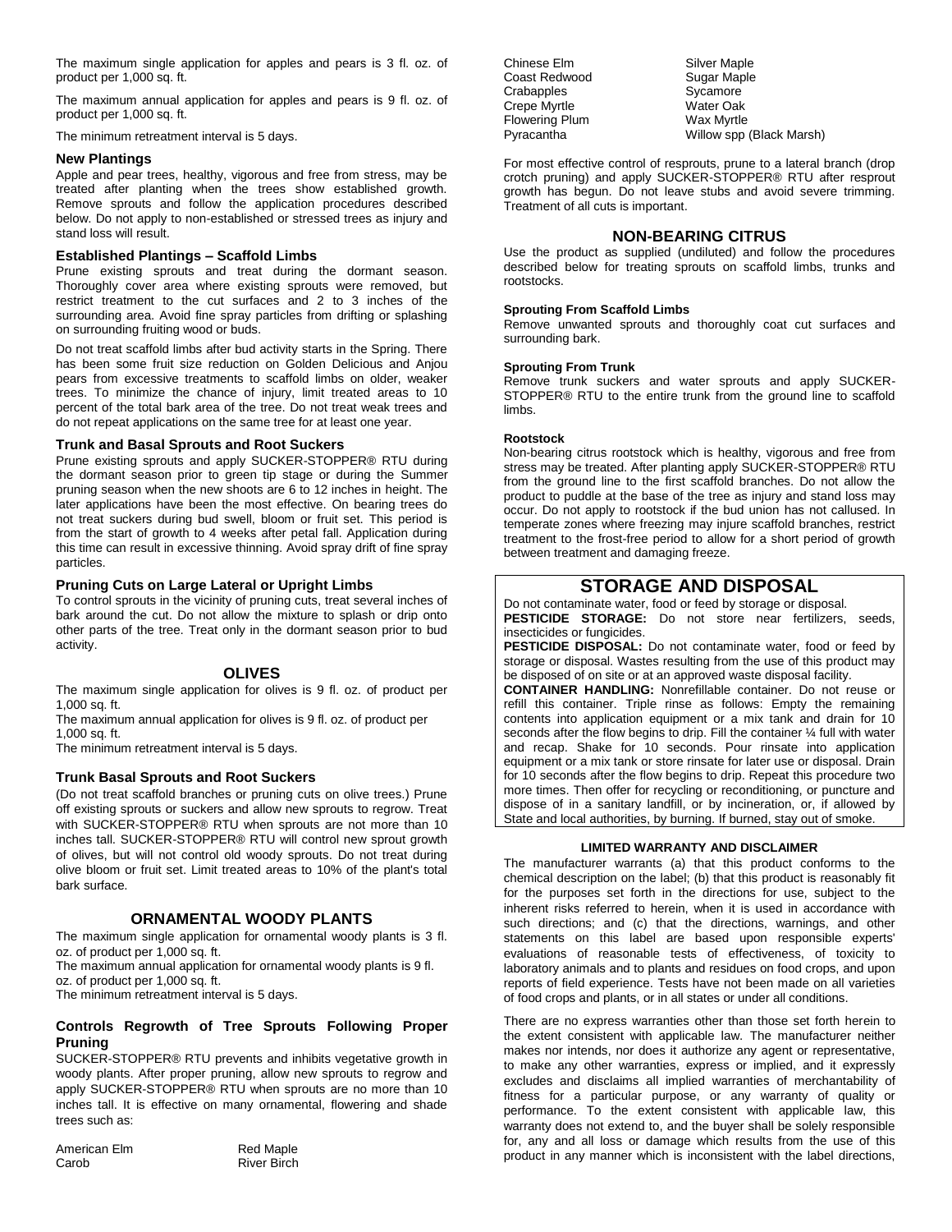The maximum single application for apples and pears is 3 fl. oz. of product per 1,000 sq. ft.

The maximum annual application for apples and pears is 9 fl. oz. of product per 1,000 sq. ft.

The minimum retreatment interval is 5 days.

### New Plantings

Apple and pear trees, healthy, vigorous and free from stress, may be treated after planting when the trees show established growth. Remove sprouts and follow the application procedures described below. Do not apply to non-established or stressed trees as injury and stand loss will result.

### Established Plantings – Scaffold Limbs

Prune existing sprouts and treat during the dormant season. Thoroughly cover area where existing sprouts were removed, but restrict treatment to the cut surfaces and 2 to 3 inches of the surrounding area. Avoid fine spray particles from drifting or splashing on surrounding fruiting wood or buds.

Do not treat scaffold limbs after bud activity starts in the Spring. There has been some fruit size reduction on Golden Delicious and Anjou pears from excessive treatments to scaffold limbs on older, weaker trees. To minimize the chance of injury, limit treated areas to 10 percent of the total bark area of the tree. Do not treat weak trees and do not repeat applications on the same tree for at least one year.

### Trunk and Basal Sprouts and Root Suckers

Prune existing sprouts and apply SUCKER-STOPPER® RTU during the dormant season prior to green tip stage or during the Summer pruning season when the new shoots are 6 to 12 inches in height. The later applications have been the most effective. On bearing trees do not treat suckers during bud swell, bloom or fruit set. This period is from the start of growth to 4 weeks after petal fall. Application during this time can result in excessive thinning. Avoid spray drift of fine spray particles.

### Pruning Cuts on Large Lateral or Upright Limbs

To control sprouts in the vicinity of pruning cuts, treat several inches of bark around the cut. Do not allow the mixture to splash or drip onto other parts of the tree. Treat only in the dormant season prior to bud activity.

## OLIVES

The maximum single application for olives is 9 fl. oz. of product per 1,000 sq. ft.

The maximum annual application for olives is 9 fl. oz. of product per 1,000 sq. ft.

The minimum retreatment interval is 5 days.

### Trunk Basal Sprouts and Root Suckers

(Do not treat scaffold branches or pruning cuts on olive trees.) Prune off existing sprouts or suckers and allow new sprouts to regrow. Treat with SUCKER-STOPPER® RTU when sprouts are not more than 10 inches tall. SUCKER-STOPPER® RTU will control new sprout growth of olives, but will not control old woody sprouts. Do not treat during olive bloom or fruit set. Limit treated areas to 10% of the plant's total bark surface.

## ORNAMENTAL WOODY PLANTS

The maximum single application for ornamental woody plants is 3 fl. oz. of product per 1,000 sq. ft.

The maximum annual application for ornamental woody plants is 9 fl. oz. of product per 1,000 sq. ft.

The minimum retreatment interval is 5 days.

### Controls Regrowth of Tree Sprouts Following Proper Pruning

SUCKER-STOPPER® RTU prevents and inhibits vegetative growth in woody plants. After proper pruning, allow new sprouts to regrow and apply SUCKER-STOPPER® RTU when sprouts are no more than 10 inches tall. It is effective on many ornamental, flowering and shade trees such as:

| | |
|---|---|
| American Elm | Red Maple |
| Carob | River Birch |
| Chinese Elm | Silver Maple |
| Coast Redwood | Sugar Maple |
| Crabapples | Sycamore |
| Crepe Myrtle | Water Oak |
| Flowering Plum | Wax Myrtle |
| Pyracantha | Willow spp (Black Marsh) |

For most effective control of resprouts, prune to a lateral branch (drop crotch pruning) and apply SUCKER-STOPPER® RTU after resprout growth has begun. Do not leave stubs and avoid severe trimming. Treatment of all cuts is important.

## NON-BEARING CITRUS

Use the product as supplied (undiluted) and follow the procedures described below for treating sprouts on scaffold limbs, trunks and rootstocks.

**Sprouting From Scaffold Limbs**

Remove unwanted sprouts and thoroughly coat cut surfaces and surrounding bark.

**Sprouting From Trunk**

Remove trunk suckers and water sprouts and apply SUCKER-STOPPER® RTU to the entire trunk from the ground line to scaffold limbs.

**Rootstock**

Non-bearing citrus rootstock which is healthy, vigorous and free from stress may be treated. After planting apply SUCKER-STOPPER® RTU from the ground line to the first scaffold branches. Do not allow the product to puddle at the base of the tree as injury and stand loss may occur. Do not apply to rootstock if the bud union has not callused. In temperate zones where freezing may injure scaffold branches, restrict treatment to the frost-free period to allow for a short period of growth between treatment and damaging freeze.

## STORAGE AND DISPOSAL

Do not contaminate water, food or feed by storage or disposal.

**PESTICIDE STORAGE:** Do not store near fertilizers, seeds, insecticides or fungicides.

**PESTICIDE DISPOSAL:** Do not contaminate water, food or feed by storage or disposal. Wastes resulting from the use of this product may be disposed of on site or at an approved waste disposal facility.

**CONTAINER HANDLING:** Nonrefillable container. Do not reuse or refill this container. Triple rinse as follows: Empty the remaining contents into application equipment or a mix tank and drain for 10 seconds after the flow begins to drip. Fill the container ¼ full with water and recap. Shake for 10 seconds. Pour rinsate into application equipment or a mix tank or store rinsate for later use or disposal. Drain for 10 seconds after the flow begins to drip. Repeat this procedure two more times. Then offer for recycling or reconditioning, or puncture and dispose of in a sanitary landfill, or by incineration, or, if allowed by State and local authorities, by burning. If burned, stay out of smoke.

**LIMITED WARRANTY AND DISCLAIMER**

The manufacturer warrants (a) that this product conforms to the chemical description on the label; (b) that this product is reasonably fit for the purposes set forth in the directions for use, subject to the inherent risks referred to herein, when it is used in accordance with such directions; and (c) that the directions, warnings, and other statements on this label are based upon responsible experts' evaluations of reasonable tests of effectiveness, of toxicity to laboratory animals and to plants and residues on food crops, and upon reports of field experience. Tests have not been made on all varieties of food crops and plants, or in all states or under all conditions.

There are no express warranties other than those set forth herein to the extent consistent with applicable law. The manufacturer neither makes nor intends, nor does it authorize any agent or representative, to make any other warranties, express or implied, and it expressly excludes and disclaims all implied warranties of merchantability of fitness for a particular purpose, or any warranty of quality or performance. To the extent consistent with applicable law, this warranty does not extend to, and the buyer shall be solely responsible for, any and all loss or damage which results from the use of this product in any manner which is inconsistent with the label directions,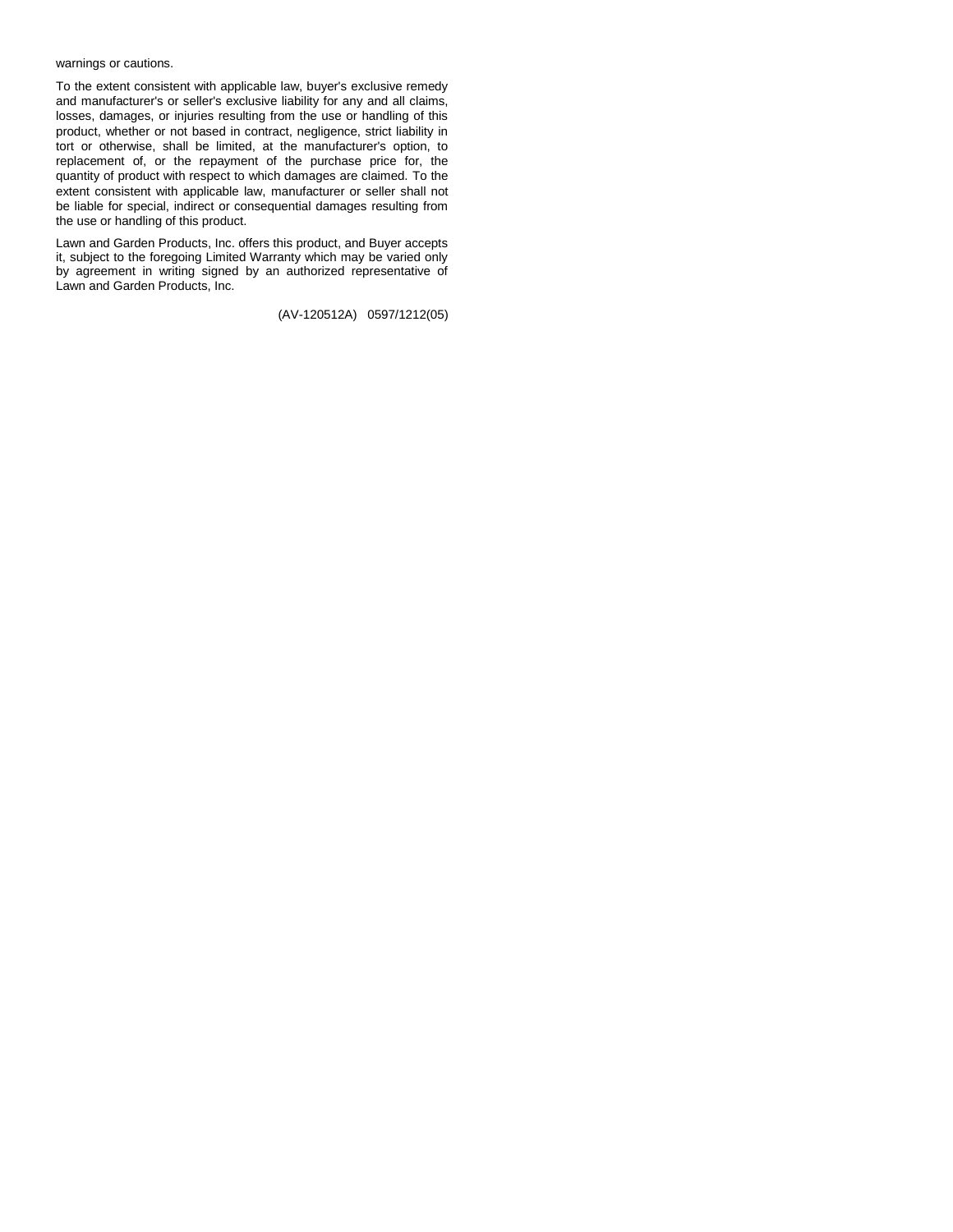warnings or cautions.

To the extent consistent with applicable law, buyer's exclusive remedy and manufacturer's or seller's exclusive liability for any and all claims, losses, damages, or injuries resulting from the use or handling of this product, whether or not based in contract, negligence, strict liability in tort or otherwise, shall be limited, at the manufacturer's option, to replacement of, or the repayment of the purchase price for, the quantity of product with respect to which damages are claimed. To the extent consistent with applicable law, manufacturer or seller shall not be liable for special, indirect or consequential damages resulting from the use or handling of this product.

Lawn and Garden Products, Inc. offers this product, and Buyer accepts it, subject to the foregoing Limited Warranty which may be varied only by agreement in writing signed by an authorized representative of Lawn and Garden Products, Inc.

(AV-120512A) 0597/1212(05)